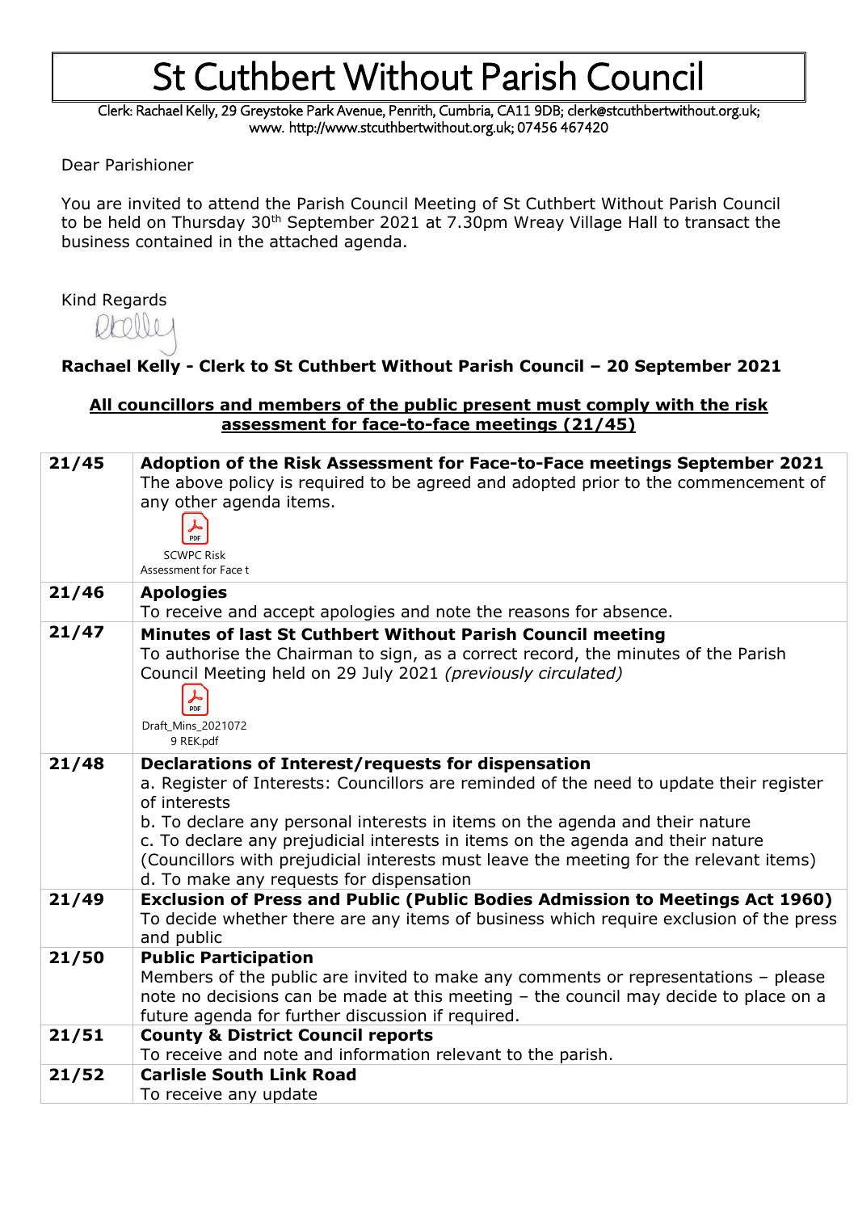# St Cuthbert Without Parish Council

Clerk: Rachael Kelly, 29 Greystoke Park Avenue, Penrith, Cumbria, CA11 9DB; clerk@stcuthbertwithout.org.uk; www. http://www.stcuthbertwithout.org.uk; 07456 467420

Dear Parishioner

You are invited to attend the Parish Council Meeting of St Cuthbert Without Parish Council to be held on Thursday 30th September 2021 at 7.30pm Wreay Village Hall to transact the business contained in the attached agenda.

Kind Regards

**Rachael Kelly - Clerk to St Cuthbert Without Parish Council – 20 September 2021**

**All councillors and members of the public present must comply with the risk assessment for face-to-face meetings (21/45)**

| | |
|---|---|
| **21/45** | **Adoption of the Risk Assessment for Face-to-Face meetings September 2021**<br>The above policy is required to be agreed and adopted prior to the commencement of any other agenda items.<br>SCWPC Risk Assessment for Face t |
| **21/46** | **Apologies**<br>To receive and accept apologies and note the reasons for absence. |
| **21/47** | **Minutes of last St Cuthbert Without Parish Council meeting**<br>To authorise the Chairman to sign, as a correct record, the minutes of the Parish Council Meeting held on 29 July 2021 *(previously circulated)*<br>Draft_Mins_20210729 REK.pdf |
| **21/48** | **Declarations of Interest/requests for dispensation**<br>a. Register of Interests: Councillors are reminded of the need to update their register of interests<br>b. To declare any personal interests in items on the agenda and their nature<br>c. To declare any prejudicial interests in items on the agenda and their nature (Councillors with prejudicial interests must leave the meeting for the relevant items)<br>d. To make any requests for dispensation |
| **21/49** | **Exclusion of Press and Public (Public Bodies Admission to Meetings Act 1960)**<br>To decide whether there are any items of business which require exclusion of the press and public |
| **21/50** | **Public Participation**<br>Members of the public are invited to make any comments or representations – please note no decisions can be made at this meeting – the council may decide to place on a future agenda for further discussion if required. |
| **21/51** | **County & District Council reports**<br>To receive and note and information relevant to the parish. |
| **21/52** | **Carlisle South Link Road**<br>To receive any update |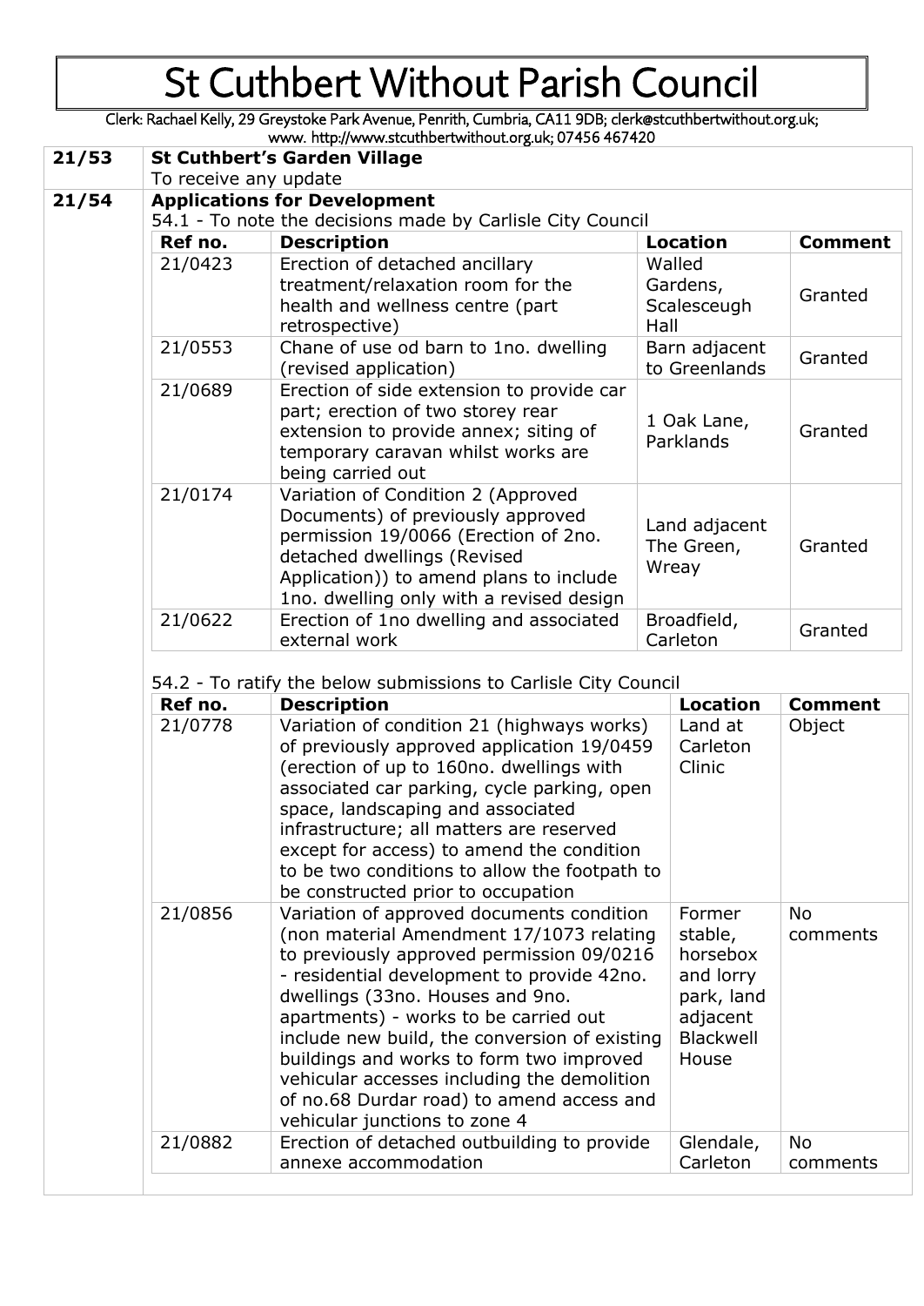# St Cuthbert Without Parish Council

Clerk: Rachael Kelly, 29 Greystoke Park Avenue, Penrith, Cumbria, CA11 9DB; clerk@stcuthbertwithout.org.uk; www. http://www.stcuthbertwithout.org.uk; 07456 467420

**21/53 St Cuthbert's Garden Village**

To receive any update

**21/54 Applications for Development**

54.1 - To note the decisions made by Carlisle City Council

| Ref no. | Description | Location | Comment |
|---|---|---|---|
| 21/0423 | Erection of detached ancillary treatment/relaxation room for the health and wellness centre (part retrospective) | Walled Gardens, Scalesceugh Hall | Granted |
| 21/0553 | Chane of use od barn to 1no. dwelling (revised application) | Barn adjacent to Greenlands | Granted |
| 21/0689 | Erection of side extension to provide car part; erection of two storey rear extension to provide annex; siting of temporary caravan whilst works are being carried out | 1 Oak Lane, Parklands | Granted |
| 21/0174 | Variation of Condition 2 (Approved Documents) of previously approved permission 19/0066 (Erection of 2no. detached dwellings (Revised Application)) to amend plans to include 1no. dwelling only with a revised design | Land adjacent The Green, Wreay | Granted |
| 21/0622 | Erection of 1no dwelling and associated external work | Broadfield, Carleton | Granted |

54.2 - To ratify the below submissions to Carlisle City Council

| Ref no. | Description | Location | Comment |
|---|---|---|---|
| 21/0778 | Variation of condition 21 (highways works) of previously approved application 19/0459 (erection of up to 160no. dwellings with associated car parking, cycle parking, open space, landscaping and associated infrastructure; all matters are reserved except for access) to amend the condition to be two conditions to allow the footpath to be constructed prior to occupation | Land at Carleton Clinic | Object |
| 21/0856 | Variation of approved documents condition (non material Amendment 17/1073 relating to previously approved permission 09/0216 - residential development to provide 42no. dwellings (33no. Houses and 9no. apartments) - works to be carried out include new build, the conversion of existing buildings and works to form two improved vehicular accesses including the demolition of no.68 Durdar road) to amend access and vehicular junctions to zone 4 | Former stable, horsebox and lorry park, land adjacent Blackwell House | No comments |
| 21/0882 | Erection of detached outbuilding to provide annexe accommodation | Glendale, Carleton | No comments |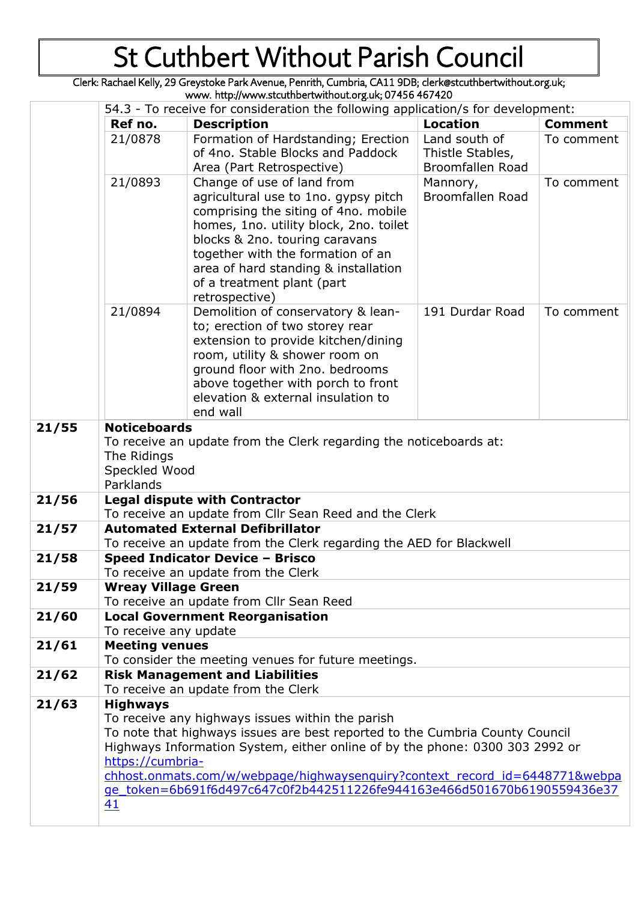# St Cuthbert Without Parish Council

Clerk: Rachael Kelly, 29 Greystoke Park Avenue, Penrith, Cumbria, CA11 9DB; clerk@stcuthbertwithout.org.uk; www. http://www.stcuthbertwithout.org.uk; 07456 467420

54.3 - To receive for consideration the following application/s for development:

| Ref no. | Description | Location | Comment |
|---|---|---|---|
| 21/0878 | Formation of Hardstanding; Erection of 4no. Stable Blocks and Paddock Area (Part Retrospective) | Land south of Thistle Stables, Broomfallen Road | To comment |
| 21/0893 | Change of use of land from agricultural use to 1no. gypsy pitch comprising the siting of 4no. mobile homes, 1no. utility block, 2no. toilet blocks & 2no. touring caravans together with the formation of an area of hard standing & installation of a treatment plant (part retrospective) | Mannory, Broomfallen Road | To comment |
| 21/0894 | Demolition of conservatory & lean-to; erection of two storey rear extension to provide kitchen/dining room, utility & shower room on ground floor with 2no. bedrooms above together with porch to front elevation & external insulation to end wall | 191 Durdar Road | To comment |

**21/55 Noticeboards**
To receive an update from the Clerk regarding the noticeboards at:
The Ridings
Speckled Wood
Parklands

**21/56 Legal dispute with Contractor**
To receive an update from Cllr Sean Reed and the Clerk

**21/57 Automated External Defibrillator**
To receive an update from the Clerk regarding the AED for Blackwell

**21/58 Speed Indicator Device – Brisco**
To receive an update from the Clerk

**21/59 Wreay Village Green**
To receive an update from Cllr Sean Reed

**21/60 Local Government Reorganisation**
To receive any update

**21/61 Meeting venues**
To consider the meeting venues for future meetings.

**21/62 Risk Management and Liabilities**
To receive an update from the Clerk

**21/63 Highways**
To receive any highways issues within the parish
To note that highways issues are best reported to the Cumbria County Council Highways Information System, either online of by the phone: 0300 303 2992 or https://cumbria-chhost.onmats.com/w/webpage/highwaysenquiry?context_record_id=6448771&webpage_token=6b691f6d497c647c0f2b442511226fe944163e466d501670b6190559436e3741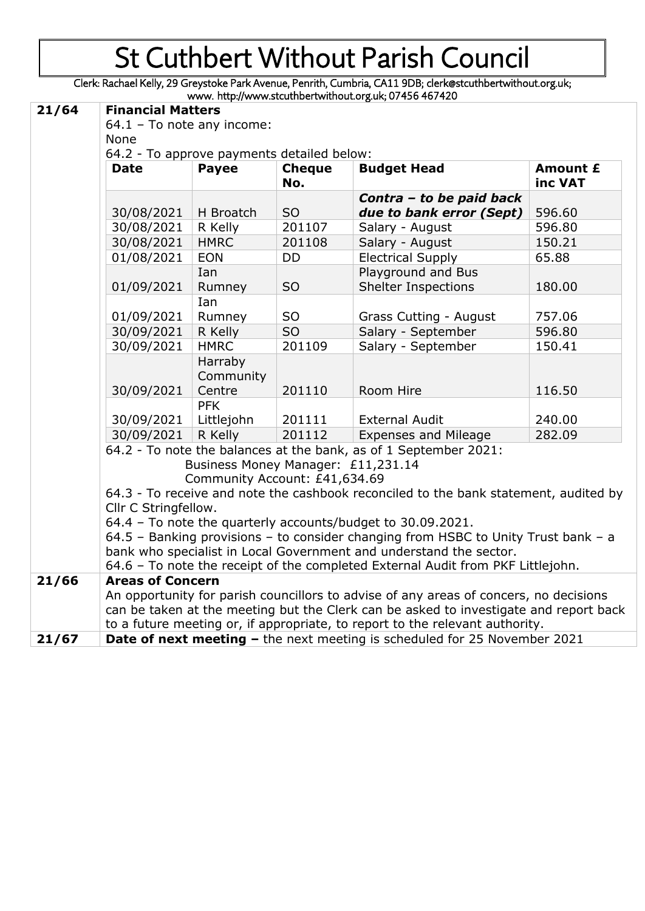# St Cuthbert Without Parish Council

Clerk: Rachael Kelly, 29 Greystoke Park Avenue, Penrith, Cumbria, CA11 9DB; clerk@stcuthbertwithout.org.uk; www. http://www.stcuthbertwithout.org.uk; 07456 467420

**21/64 Financial Matters**

64.1 – To note any income:

None

64.2 - To approve payments detailed below:

| Date | Payee | Cheque No. | Budget Head | Amount £ inc VAT |
|---|---|---|---|---|
| 30/08/2021 | H Broatch | SO | ***Contra – to be paid back due to bank error (Sept)*** | 596.60 |
| 30/08/2021 | R Kelly | 201107 | Salary - August | 596.80 |
| 30/08/2021 | HMRC | 201108 | Salary - August | 150.21 |
| 01/08/2021 | EON | DD | Electrical Supply | 65.88 |
| 01/09/2021 | Ian Rumney | SO | Playground and Bus Shelter Inspections | 180.00 |
| 01/09/2021 | Ian Rumney | SO | Grass Cutting - August | 757.06 |
| 30/09/2021 | R Kelly | SO | Salary - September | 596.80 |
| 30/09/2021 | HMRC | 201109 | Salary - September | 150.41 |
| 30/09/2021 | Harraby Community Centre | 201110 | Room Hire | 116.50 |
| 30/09/2021 | PFK Littlejohn | 201111 | External Audit | 240.00 |
| 30/09/2021 | R Kelly | 201112 | Expenses and Mileage | 282.09 |

64.2 - To note the balances at the bank, as of 1 September 2021:

Business Money Manager: £11,231.14

Community Account: £41,634.69

64.3 - To receive and note the cashbook reconciled to the bank statement, audited by Cllr C Stringfellow.

64.4 – To note the quarterly accounts/budget to 30.09.2021.

64.5 – Banking provisions – to consider changing from HSBC to Unity Trust bank – a bank who specialist in Local Government and understand the sector.

64.6 – To note the receipt of the completed External Audit from PKF Littlejohn.

**21/66 Areas of Concern**

An opportunity for parish councillors to advise of any areas of concers, no decisions can be taken at the meeting but the Clerk can be asked to investigate and report back to a future meeting or, if appropriate, to report to the relevant authority.

**21/67 Date of next meeting –** the next meeting is scheduled for 25 November 2021